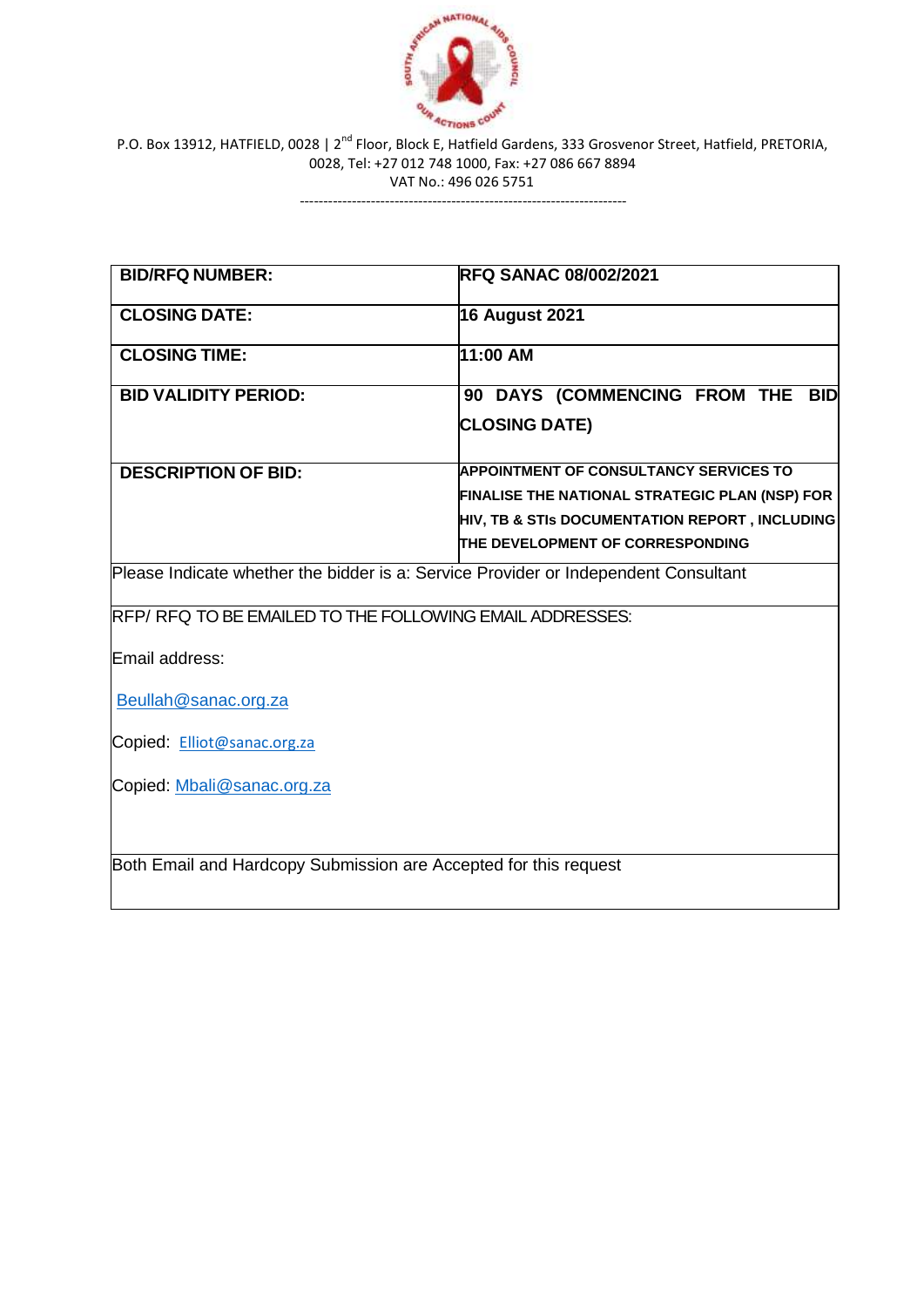P.O. Box 13912, HATFIELD, 0028 | 2nd Floor, Block E, Hatfield Gardens, 333 Grosvenor Street, Hatfield, PRETORIA, 0028, Tel: +27 012 748 1000, Fax: +27 086 667 8894
VAT No.: 496 026 5751

---

| | |
|---|---|
| **BID/RFQ NUMBER:** | **RFQ SANAC 08/002/2021** |
| **CLOSING DATE:** | **16 August 2021** |
| **CLOSING TIME:** | **11:00 AM** |
| **BID VALIDITY PERIOD:** | **90 DAYS (COMMENCING FROM THE BID CLOSING DATE)** |
| **DESCRIPTION OF BID:** | **APPOINTMENT OF CONSULTANCY SERVICES TO FINALISE THE NATIONAL STRATEGIC PLAN (NSP) FOR HIV, TB & STIs DOCUMENTATION REPORT , INCLUDING THE DEVELOPMENT OF CORRESPONDING** |
| Please Indicate whether the bidder is a: Service Provider or Independent Consultant | |
| RFP/ RFQ TO BE EMAILED TO THE FOLLOWING EMAIL ADDRESSES:<br><br>Email address:<br><br>Beullah@sanac.org.za<br><br>Copied: Elliot@sanac.org.za<br><br>Copied: Mbali@sanac.org.za | |
| Both Email and Hardcopy Submission are Accepted for this request | |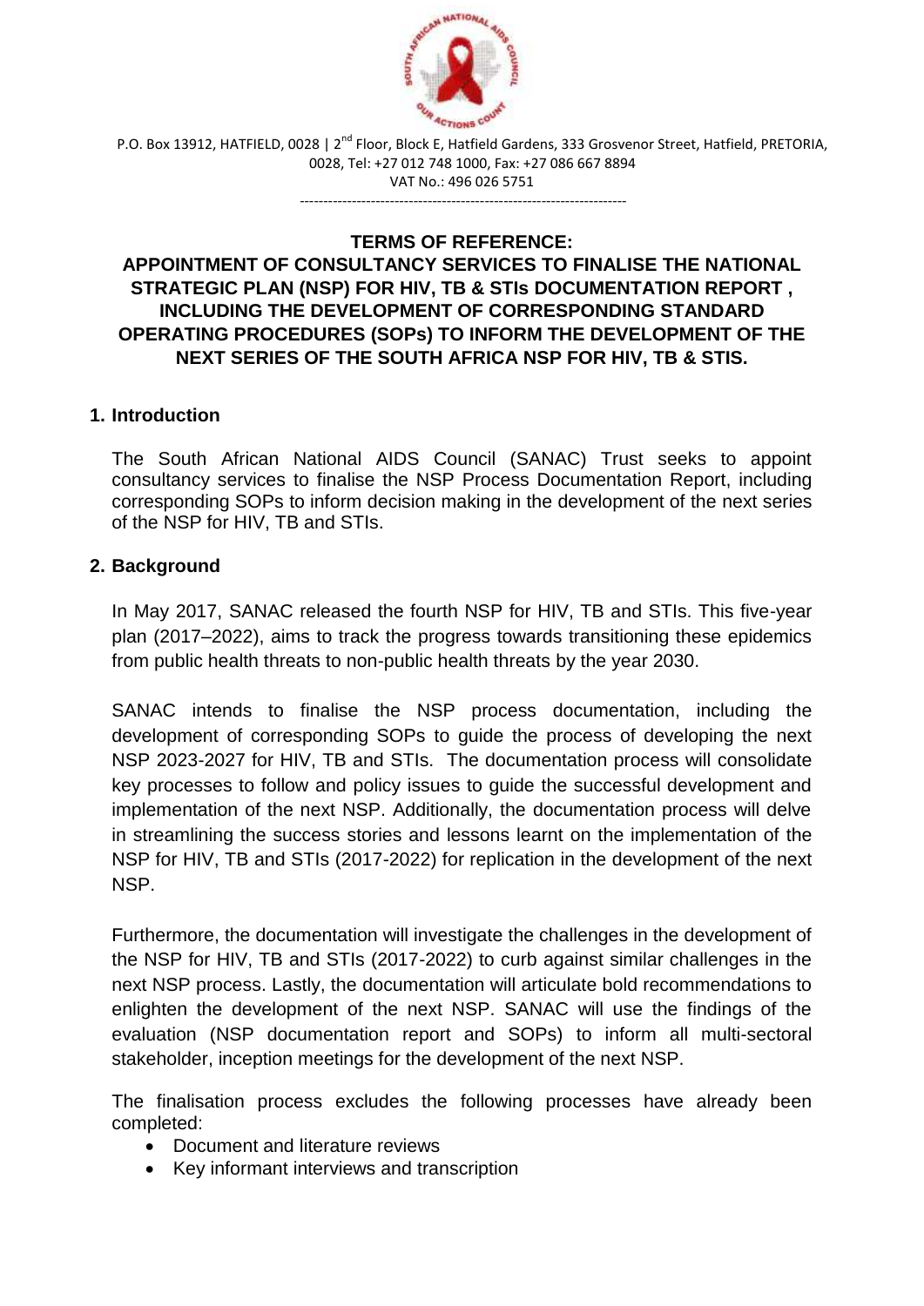P.O. Box 13912, HATFIELD, 0028 | 2nd Floor, Block E, Hatfield Gardens, 333 Grosvenor Street, Hatfield, PRETORIA, 0028, Tel: +27 012 748 1000, Fax: +27 086 667 8894
VAT No.: 496 026 5751

---

**TERMS OF REFERENCE:**

**APPOINTMENT OF CONSULTANCY SERVICES TO FINALISE THE NATIONAL STRATEGIC PLAN (NSP) FOR HIV, TB & STIs DOCUMENTATION REPORT , INCLUDING THE DEVELOPMENT OF CORRESPONDING STANDARD OPERATING PROCEDURES (SOPs) TO INFORM THE DEVELOPMENT OF THE NEXT SERIES OF THE SOUTH AFRICA NSP FOR HIV, TB & STIS.**

## 1. Introduction

The South African National AIDS Council (SANAC) Trust seeks to appoint consultancy services to finalise the NSP Process Documentation Report, including corresponding SOPs to inform decision making in the development of the next series of the NSP for HIV, TB and STIs.

## 2. Background

In May 2017, SANAC released the fourth NSP for HIV, TB and STIs. This five-year plan (2017–2022), aims to track the progress towards transitioning these epidemics from public health threats to non-public health threats by the year 2030.

SANAC intends to finalise the NSP process documentation, including the development of corresponding SOPs to guide the process of developing the next NSP 2023-2027 for HIV, TB and STIs. The documentation process will consolidate key processes to follow and policy issues to guide the successful development and implementation of the next NSP. Additionally, the documentation process will delve in streamlining the success stories and lessons learnt on the implementation of the NSP for HIV, TB and STIs (2017-2022) for replication in the development of the next NSP.

Furthermore, the documentation will investigate the challenges in the development of the NSP for HIV, TB and STIs (2017-2022) to curb against similar challenges in the next NSP process. Lastly, the documentation will articulate bold recommendations to enlighten the development of the next NSP. SANAC will use the findings of the evaluation (NSP documentation report and SOPs) to inform all multi-sectoral stakeholder, inception meetings for the development of the next NSP.

The finalisation process excludes the following processes have already been completed:

- Document and literature reviews
- Key informant interviews and transcription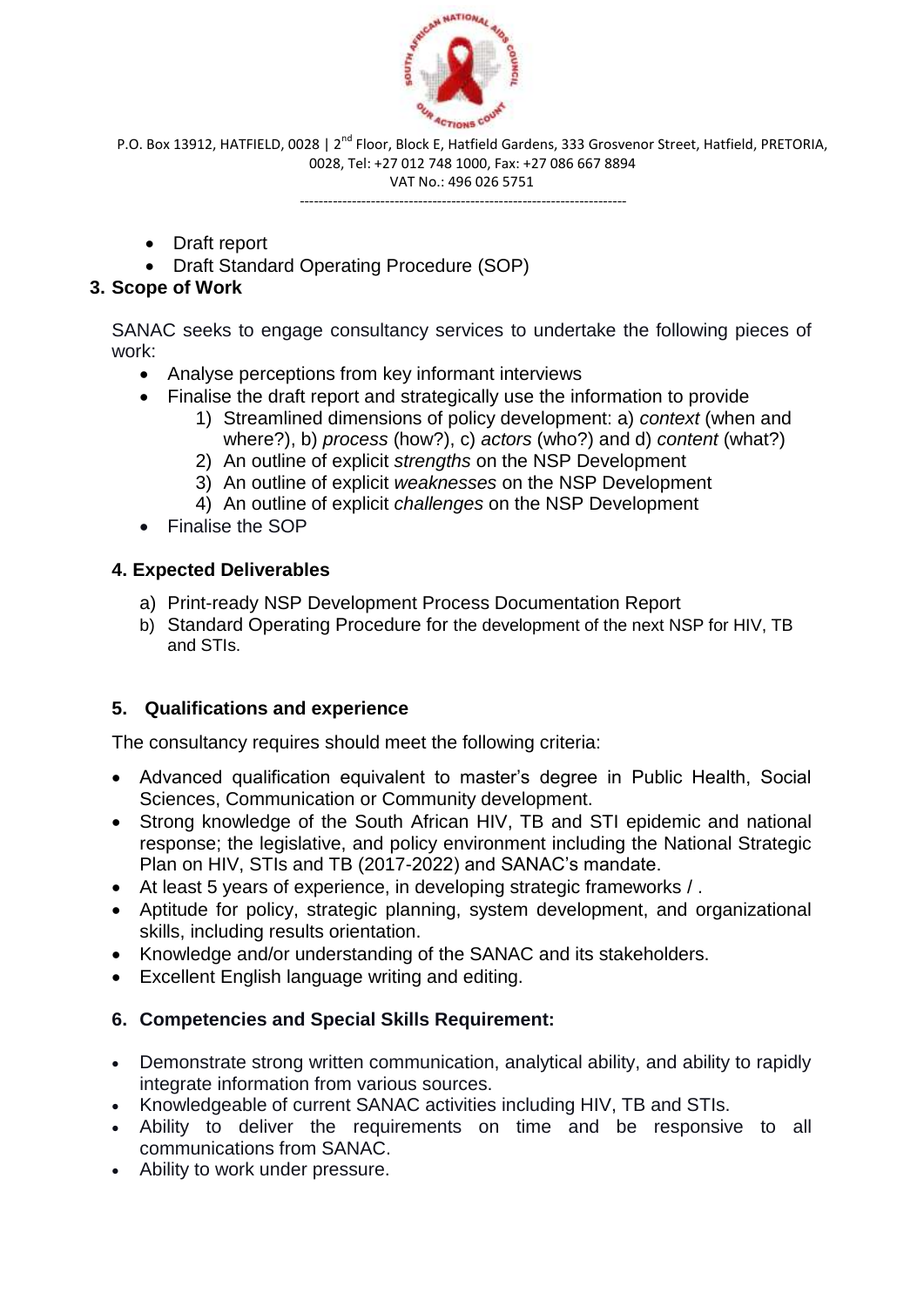- Draft report
- Draft Standard Operating Procedure (SOP)

## 3. Scope of Work

SANAC seeks to engage consultancy services to undertake the following pieces of work:

- Analyse perceptions from key informant interviews
- Finalise the draft report and strategically use the information to provide
  1) Streamlined dimensions of policy development: a) *context* (when and where?), b) *process* (how?), c) *actors* (who?) and d) *content* (what?)
  2) An outline of explicit *strengths* on the NSP Development
  3) An outline of explicit *weaknesses* on the NSP Development
  4) An outline of explicit *challenges* on the NSP Development
- Finalise the SOP

## 4. Expected Deliverables

a) Print-ready NSP Development Process Documentation Report
b) Standard Operating Procedure for the development of the next NSP for HIV, TB and STIs.

## 5. Qualifications and experience

The consultancy requires should meet the following criteria:

- Advanced qualification equivalent to master's degree in Public Health, Social Sciences, Communication or Community development.
- Strong knowledge of the South African HIV, TB and STI epidemic and national response; the legislative, and policy environment including the National Strategic Plan on HIV, STIs and TB (2017-2022) and SANAC's mandate.
- At least 5 years of experience, in developing strategic frameworks / .
- Aptitude for policy, strategic planning, system development, and organizational skills, including results orientation.
- Knowledge and/or understanding of the SANAC and its stakeholders.
- Excellent English language writing and editing.

## 6. Competencies and Special Skills Requirement:

- Demonstrate strong written communication, analytical ability, and ability to rapidly integrate information from various sources.
- Knowledgeable of current SANAC activities including HIV, TB and STIs.
- Ability to deliver the requirements on time and be responsive to all communications from SANAC.
- Ability to work under pressure.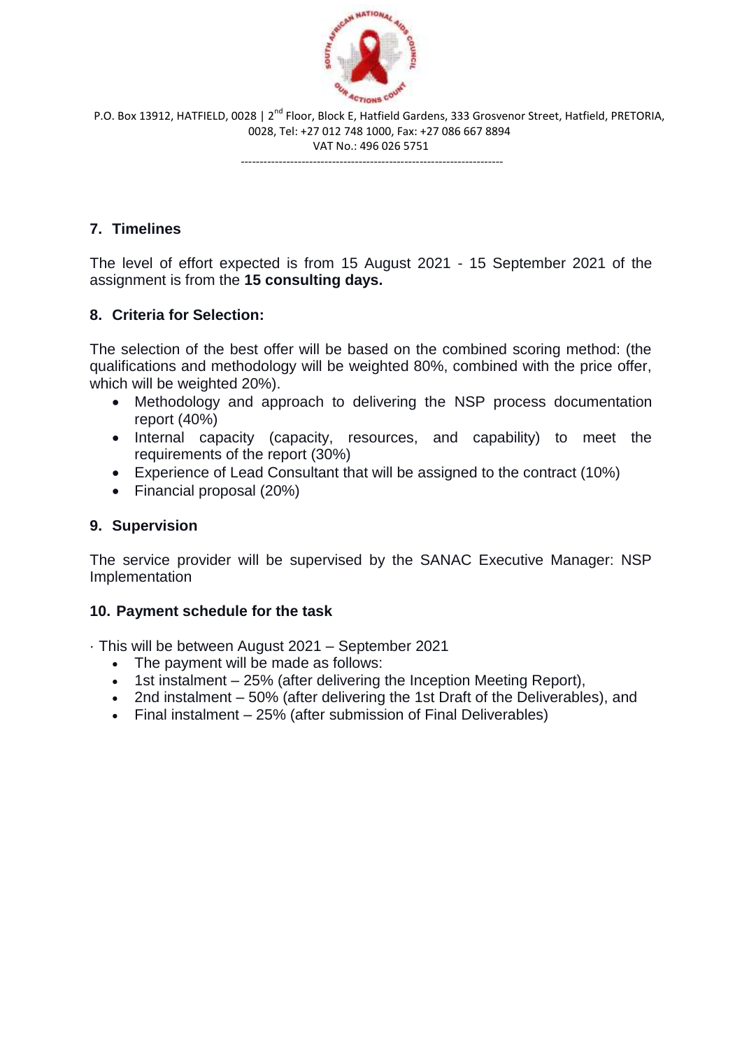## 7. Timelines

The level of effort expected is from 15 August 2021 - 15 September 2021 of the assignment is from the **15 consulting days.**

## 8. Criteria for Selection:

The selection of the best offer will be based on the combined scoring method: (the qualifications and methodology will be weighted 80%, combined with the price offer, which will be weighted 20%).

- Methodology and approach to delivering the NSP process documentation report (40%)
- Internal capacity (capacity, resources, and capability) to meet the requirements of the report (30%)
- Experience of Lead Consultant that will be assigned to the contract (10%)
- Financial proposal (20%)

## 9. Supervision

The service provider will be supervised by the SANAC Executive Manager: NSP Implementation

## 10. Payment schedule for the task

· This will be between August 2021 – September 2021

- The payment will be made as follows:
- 1st instalment – 25% (after delivering the Inception Meeting Report),
- 2nd instalment – 50% (after delivering the 1st Draft of the Deliverables), and
- Final instalment – 25% (after submission of Final Deliverables)